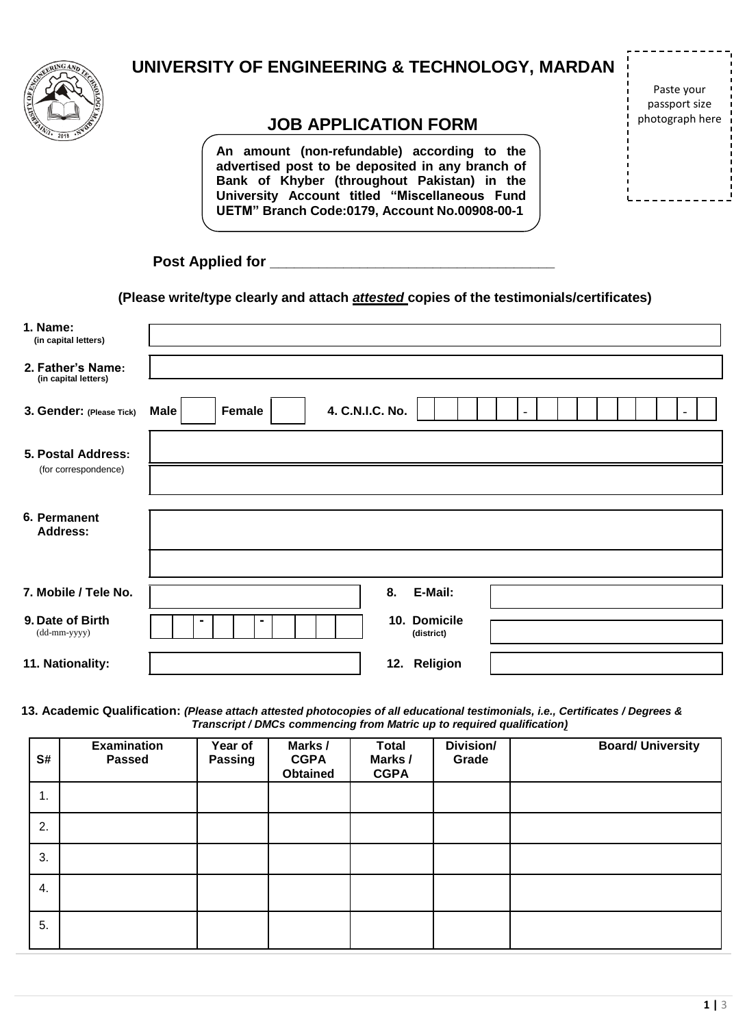# UNIVERSITY OF ENGINEERING & TECHNOLOGY, MARDAN

Paste your passport size photograph here

## JOB APPLICATION FORM

**An amount (non-refundable) according to the advertised post to be deposited in any branch of Bank of Khyber (throughout Pakistan) in the University Account titled "Miscellaneous Fund UETM" Branch Code:0179, Account No.00908-00-1**

**Post Applied for** ___________________________________

**(Please write/type clearly and attach *attested* copies of the testimonials/certificates)**

**1. Name:** (in capital letters) ______________________________

**2. Father's Name:** (in capital letters) ______________________________

**3. Gender:** (Please Tick) **Male** [ ] **Female** [ ]

**4. C.N.I.C. No.** [ ][ ][ ][ ][ ] - [ ][ ][ ][ ][ ][ ][ ] - [ ]

**5. Postal Address:** (for correspondence) ______________________________

**6. Permanent Address:** ______________________________

**7. Mobile / Tele No.** ______________________________

**8. E-Mail:** ______________________________

**9. Date of Birth** (dd-mm-yyyy) [ ][ ] - [ ][ ] - [ ][ ][ ][ ]

**10. Domicile** (district) ______________________________

**11. Nationality:** ______________________________

**12. Religion** ______________________________

**13. Academic Qualification:** ***(Please attach attested photocopies of all educational testimonials, i.e., Certificates / Degrees & Transcript / DMCs commencing from Matric up to required qualification)***

| S# | Examination Passed | Year of Passing | Marks / CGPA Obtained | Total Marks / CGPA | Division/ Grade | Board/ University |
|---|---|---|---|---|---|---|
| 1. | | | | | | |
| 2. | | | | | | |
| 3. | | | | | | |
| 4. | | | | | | |
| 5. | | | | | | |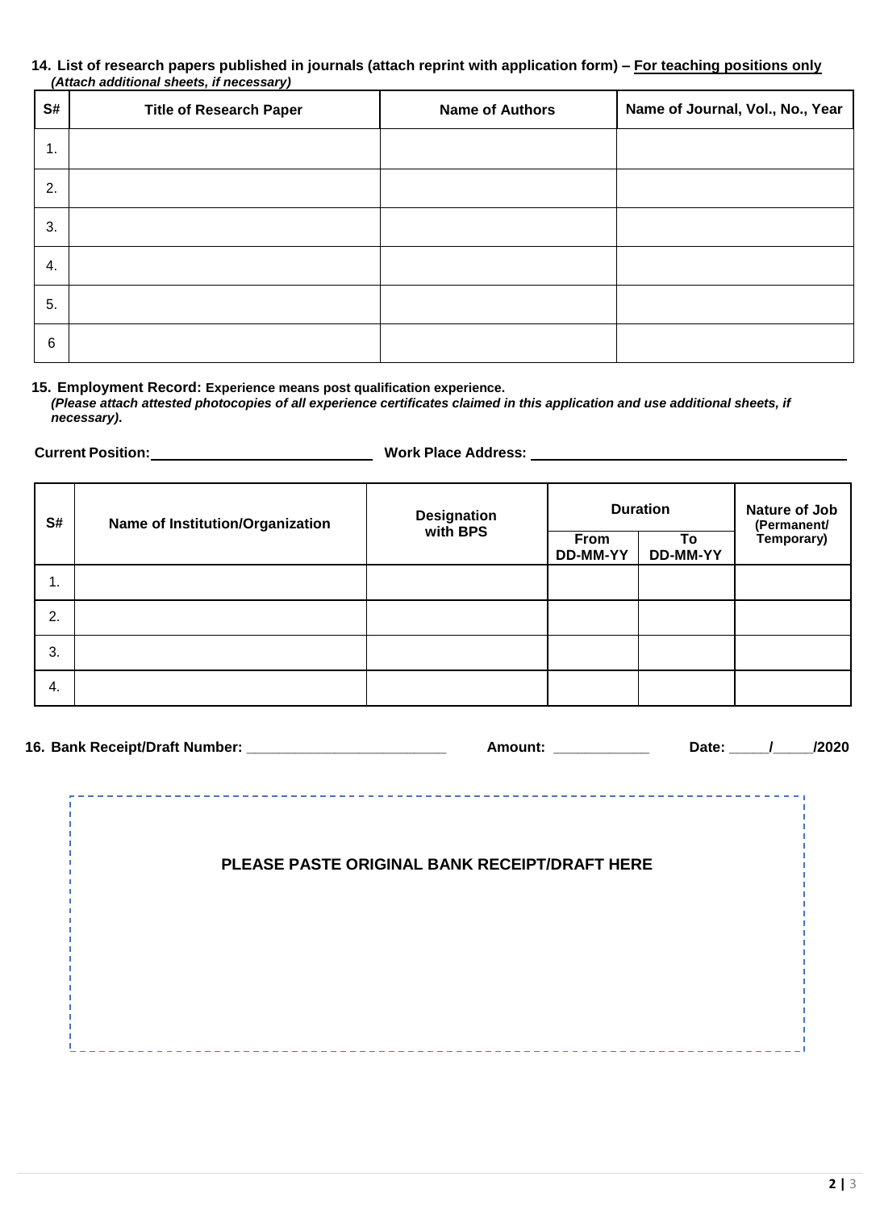**14. List of research papers published in journals (attach reprint with application form) – <u>For teaching positions only</u>**
***(Attach additional sheets, if necessary)***

| S# | Title of Research Paper | Name of Authors | Name of Journal, Vol., No., Year |
|---|---|---|---|
| 1. | | | |
| 2. | | | |
| 3. | | | |
| 4. | | | |
| 5. | | | |
| 6 | | | |

**15. Employment Record: Experience means post qualification experience.**
***(Please attach attested photocopies of all experience certificates claimed in this application and use additional sheets, if necessary).***

**Current Position:** ______________________ **Work Place Address:** ________________________________

| S# | Name of Institution/Organization | Designation with BPS | Duration | | Nature of Job (Permanent/ Temporary) |
|---|---|---|---|---|---|
| | | | From DD-MM-YY | To DD-MM-YY | |
| 1. | | | | | |
| 2. | | | | | |
| 3. | | | | | |
| 4. | | | | | |

**16. Bank Receipt/Draft Number:** ________________________ **Amount:** ___________ **Date:** _____/_____/2020

**PLEASE PASTE ORIGINAL BANK RECEIPT/DRAFT HERE**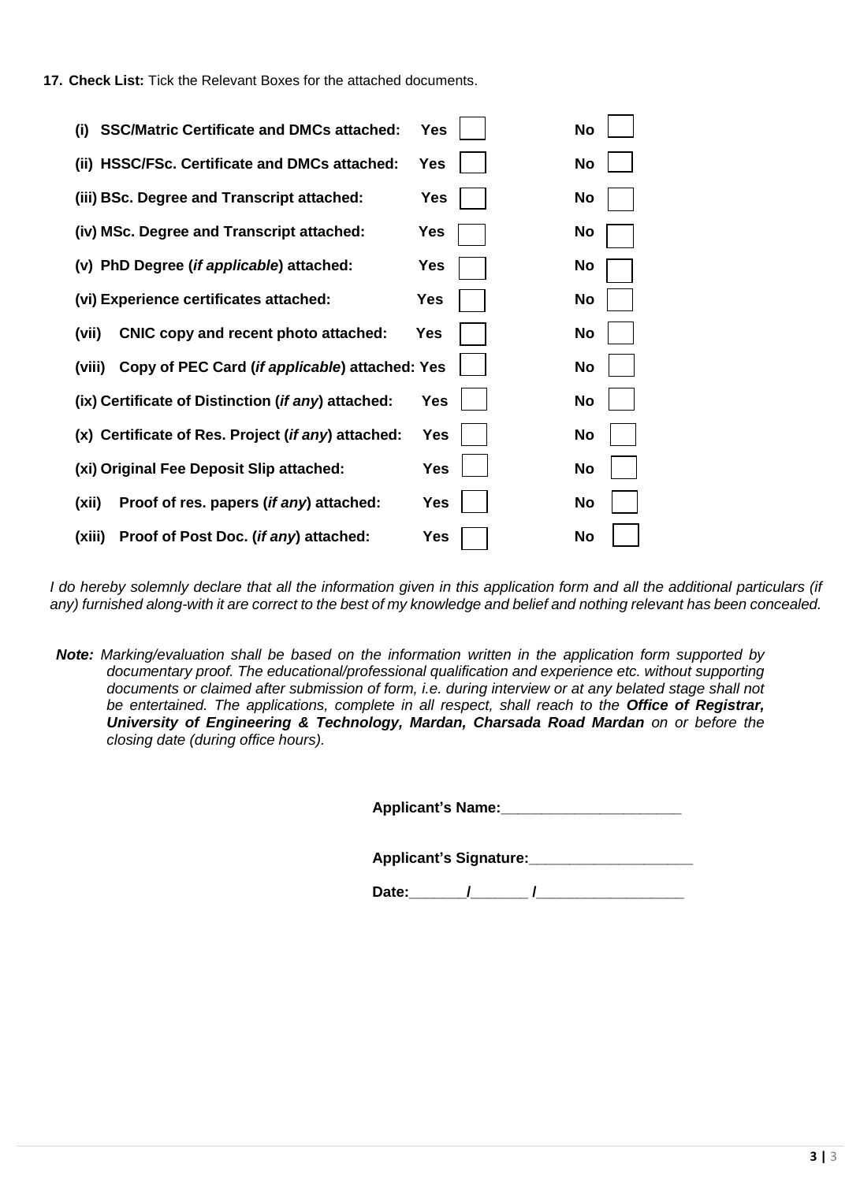**17. Check List:** Tick the Relevant Boxes for the attached documents.

| | | | | |
|---|---|---|---|---|
| **(i) SSC/Matric Certificate and DMCs attached:** | **Yes** | ☐ | **No** | ☐ |
| **(ii) HSSC/FSc. Certificate and DMCs attached:** | **Yes** | ☐ | **No** | ☐ |
| **(iii) BSc. Degree and Transcript attached:** | **Yes** | ☐ | **No** | ☐ |
| **(iv) MSc. Degree and Transcript attached:** | **Yes** | ☐ | **No** | ☐ |
| **(v) PhD Degree (*if applicable*) attached:** | **Yes** | ☐ | **No** | ☐ |
| **(vi) Experience certificates attached:** | **Yes** | ☐ | **No** | ☐ |
| **(vii) CNIC copy and recent photo attached:** | **Yes** | ☐ | **No** | ☐ |
| **(viii) Copy of PEC Card (*if applicable*) attached:** | **Yes** | ☐ | **No** | ☐ |
| **(ix) Certificate of Distinction (*if any*) attached:** | **Yes** | ☐ | **No** | ☐ |
| **(x) Certificate of Res. Project (*if any*) attached:** | **Yes** | ☐ | **No** | ☐ |
| **(xi) Original Fee Deposit Slip attached:** | **Yes** | ☐ | **No** | ☐ |
| **(xii) Proof of res. papers (*if any*) attached:** | **Yes** | ☐ | **No** | ☐ |
| **(xiii) Proof of Post Doc. (*if any*) attached:** | **Yes** | ☐ | **No** | ☐ |

*I do hereby solemnly declare that all the information given in this application form and all the additional particulars (if any) furnished along-with it are correct to the best of my knowledge and belief and nothing relevant has been concealed.*

***Note:*** *Marking/evaluation shall be based on the information written in the application form supported by documentary proof. The educational/professional qualification and experience etc. without supporting documents or claimed after submission of form, i.e. during interview or at any belated stage shall not be entertained. The applications, complete in all respect, shall reach to the* ***Office of Registrar, University of Engineering & Technology, Mardan, Charsada Road Mardan*** *on or before the closing date (during office hours).*

**Applicant's Name:**______________________

**Applicant's Signature:**____________________

**Date:**_______/_______ /__________________